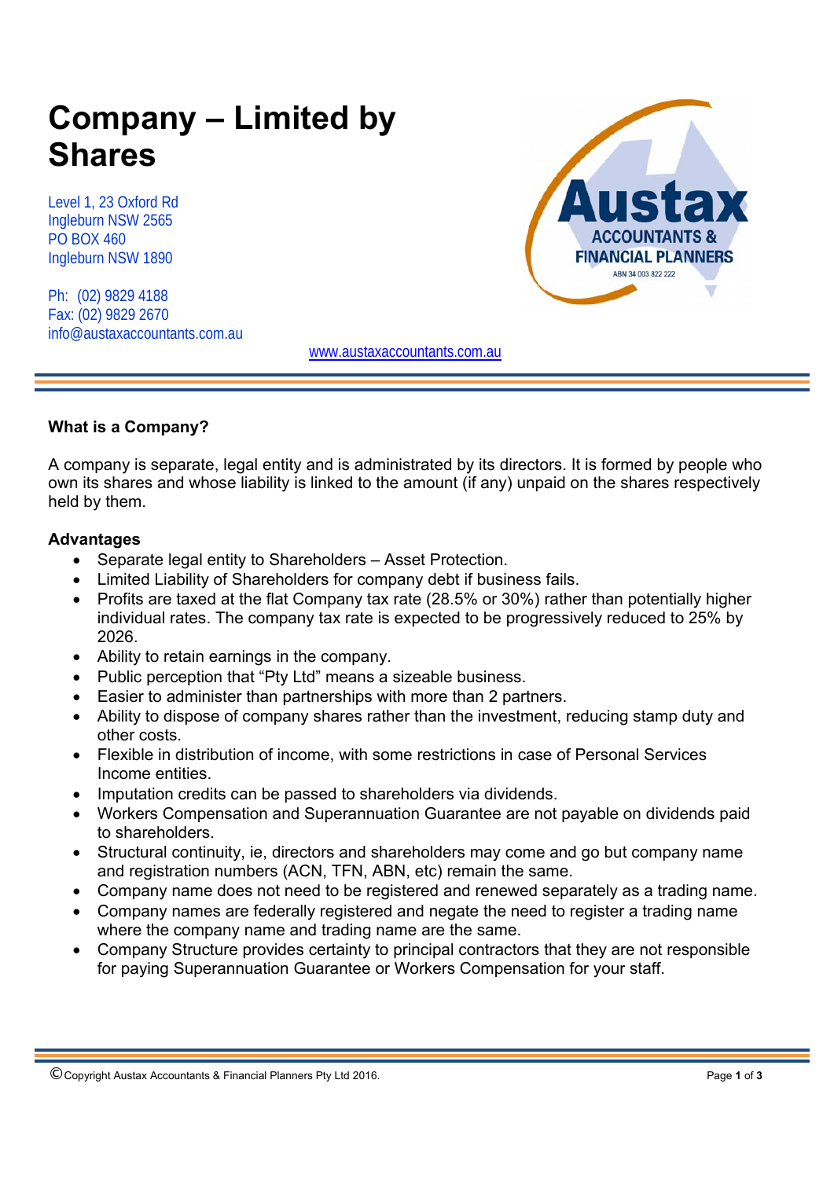# Company – Limited by Shares

Level 1, 23 Oxford Rd
Ingleburn NSW 2565
PO BOX 460
Ingleburn NSW 1890

Ph: (02) 9829 4188
Fax: (02) 9829 2670
info@austaxaccountants.com.au

Austax
ACCOUNTANTS & FINANCIAL PLANNERS
ABN 34 003 822 222

www.austaxaccountants.com.au

**What is a Company?**

A company is separate, legal entity and is administrated by its directors. It is formed by people who own its shares and whose liability is linked to the amount (if any) unpaid on the shares respectively held by them.

**Advantages**

- Separate legal entity to Shareholders – Asset Protection.
- Limited Liability of Shareholders for company debt if business fails.
- Profits are taxed at the flat Company tax rate (28.5% or 30%) rather than potentially higher individual rates. The company tax rate is expected to be progressively reduced to 25% by 2026.
- Ability to retain earnings in the company.
- Public perception that "Pty Ltd" means a sizeable business.
- Easier to administer than partnerships with more than 2 partners.
- Ability to dispose of company shares rather than the investment, reducing stamp duty and other costs.
- Flexible in distribution of income, with some restrictions in case of Personal Services Income entities.
- Imputation credits can be passed to shareholders via dividends.
- Workers Compensation and Superannuation Guarantee are not payable on dividends paid to shareholders.
- Structural continuity, ie, directors and shareholders may come and go but company name and registration numbers (ACN, TFN, ABN, etc) remain the same.
- Company name does not need to be registered and renewed separately as a trading name.
- Company names are federally registered and negate the need to register a trading name where the company name and trading name are the same.
- Company Structure provides certainty to principal contractors that they are not responsible for paying Superannuation Guarantee or Workers Compensation for your staff.

© Copyright Austax Accountants & Financial Planners Pty Ltd 2016.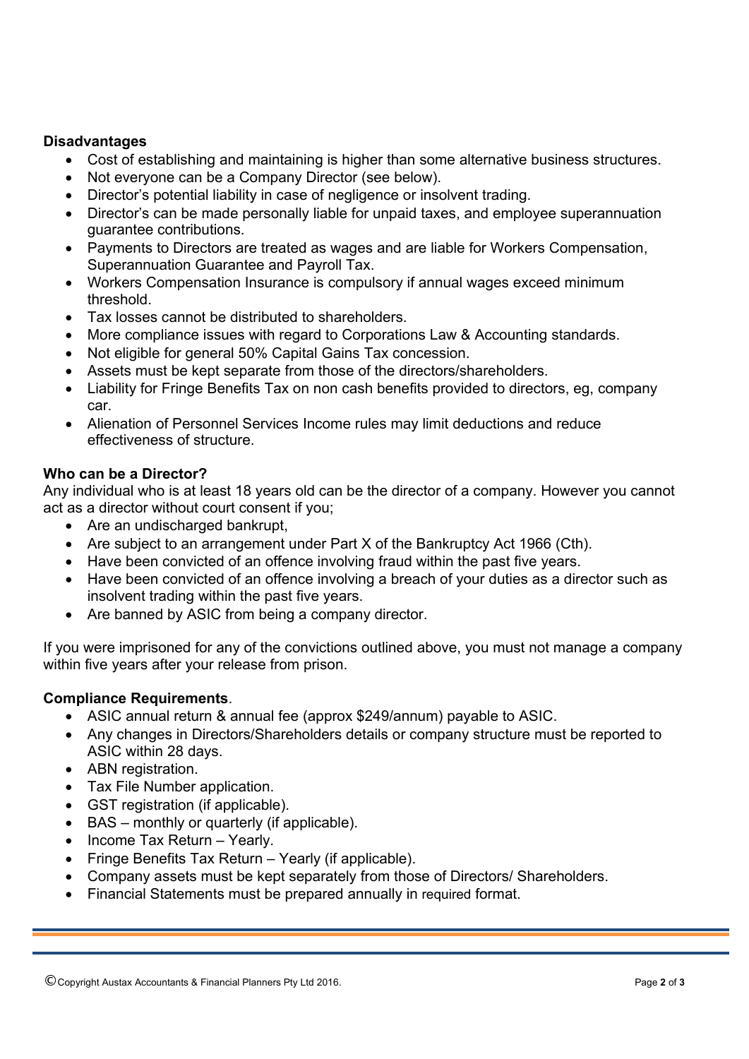**Disadvantages**

- Cost of establishing and maintaining is higher than some alternative business structures.
- Not everyone can be a Company Director (see below).
- Director's potential liability in case of negligence or insolvent trading.
- Director's can be made personally liable for unpaid taxes, and employee superannuation guarantee contributions.
- Payments to Directors are treated as wages and are liable for Workers Compensation, Superannuation Guarantee and Payroll Tax.
- Workers Compensation Insurance is compulsory if annual wages exceed minimum threshold.
- Tax losses cannot be distributed to shareholders.
- More compliance issues with regard to Corporations Law & Accounting standards.
- Not eligible for general 50% Capital Gains Tax concession.
- Assets must be kept separate from those of the directors/shareholders.
- Liability for Fringe Benefits Tax on non cash benefits provided to directors, eg, company car.
- Alienation of Personnel Services Income rules may limit deductions and reduce effectiveness of structure.

**Who can be a Director?**

Any individual who is at least 18 years old can be the director of a company. However you cannot act as a director without court consent if you;

- Are an undischarged bankrupt,
- Are subject to an arrangement under Part X of the Bankruptcy Act 1966 (Cth).
- Have been convicted of an offence involving fraud within the past five years.
- Have been convicted of an offence involving a breach of your duties as a director such as insolvent trading within the past five years.
- Are banned by ASIC from being a company director.

If you were imprisoned for any of the convictions outlined above, you must not manage a company within five years after your release from prison.

**Compliance Requirements**.

- ASIC annual return & annual fee (approx $249/annum) payable to ASIC.
- Any changes in Directors/Shareholders details or company structure must be reported to ASIC within 28 days.
- ABN registration.
- Tax File Number application.
- GST registration (if applicable).
- BAS – monthly or quarterly (if applicable).
- Income Tax Return – Yearly.
- Fringe Benefits Tax Return – Yearly (if applicable).
- Company assets must be kept separately from those of Directors/ Shareholders.
- Financial Statements must be prepared annually in required format.

© Copyright Austax Accountants & Financial Planners Pty Ltd 2016.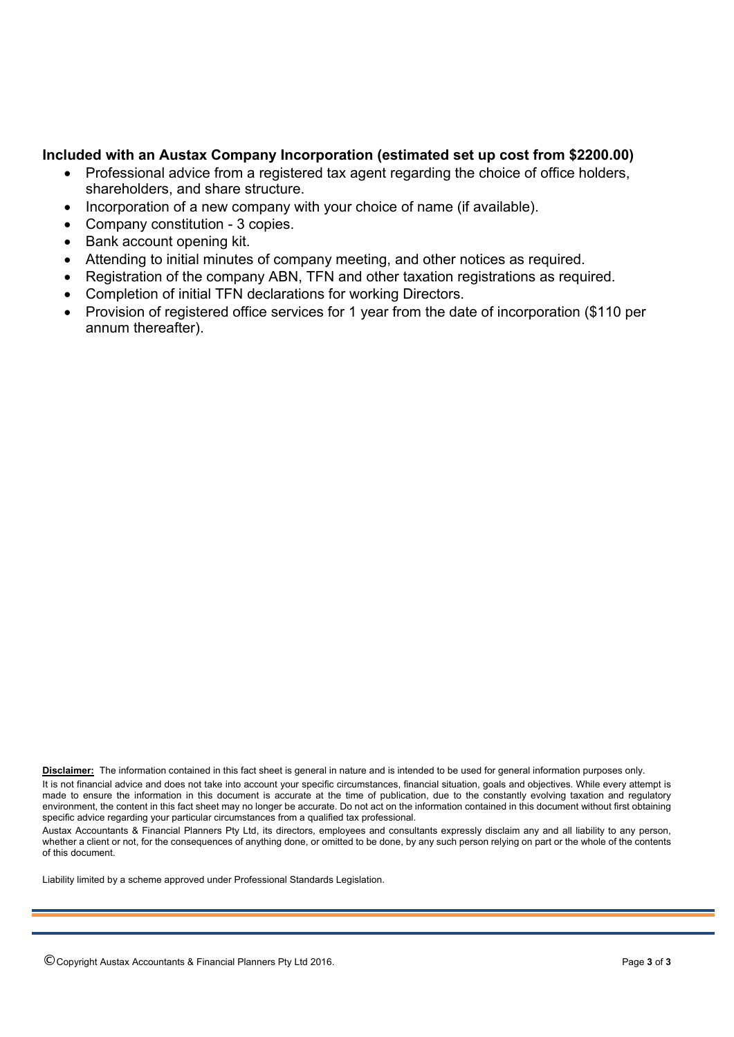**Included with an Austax Company Incorporation (estimated set up cost from $2200.00)**

- Professional advice from a registered tax agent regarding the choice of office holders, shareholders, and share structure.
- Incorporation of a new company with your choice of name (if available).
- Company constitution - 3 copies.
- Bank account opening kit.
- Attending to initial minutes of company meeting, and other notices as required.
- Registration of the company ABN, TFN and other taxation registrations as required.
- Completion of initial TFN declarations for working Directors.
- Provision of registered office services for 1 year from the date of incorporation ($110 per annum thereafter).

**Disclaimer:** The information contained in this fact sheet is general in nature and is intended to be used for general information purposes only.

It is not financial advice and does not take into account your specific circumstances, financial situation, goals and objectives. While every attempt is made to ensure the information in this document is accurate at the time of publication, due to the constantly evolving taxation and regulatory environment, the content in this fact sheet may no longer be accurate. Do not act on the information contained in this document without first obtaining specific advice regarding your particular circumstances from a qualified tax professional.

Austax Accountants & Financial Planners Pty Ltd, its directors, employees and consultants expressly disclaim any and all liability to any person, whether a client or not, for the consequences of anything done, or omitted to be done, by any such person relying on part or the whole of the contents of this document.

Liability limited by a scheme approved under Professional Standards Legislation.

© Copyright Austax Accountants & Financial Planners Pty Ltd 2016.